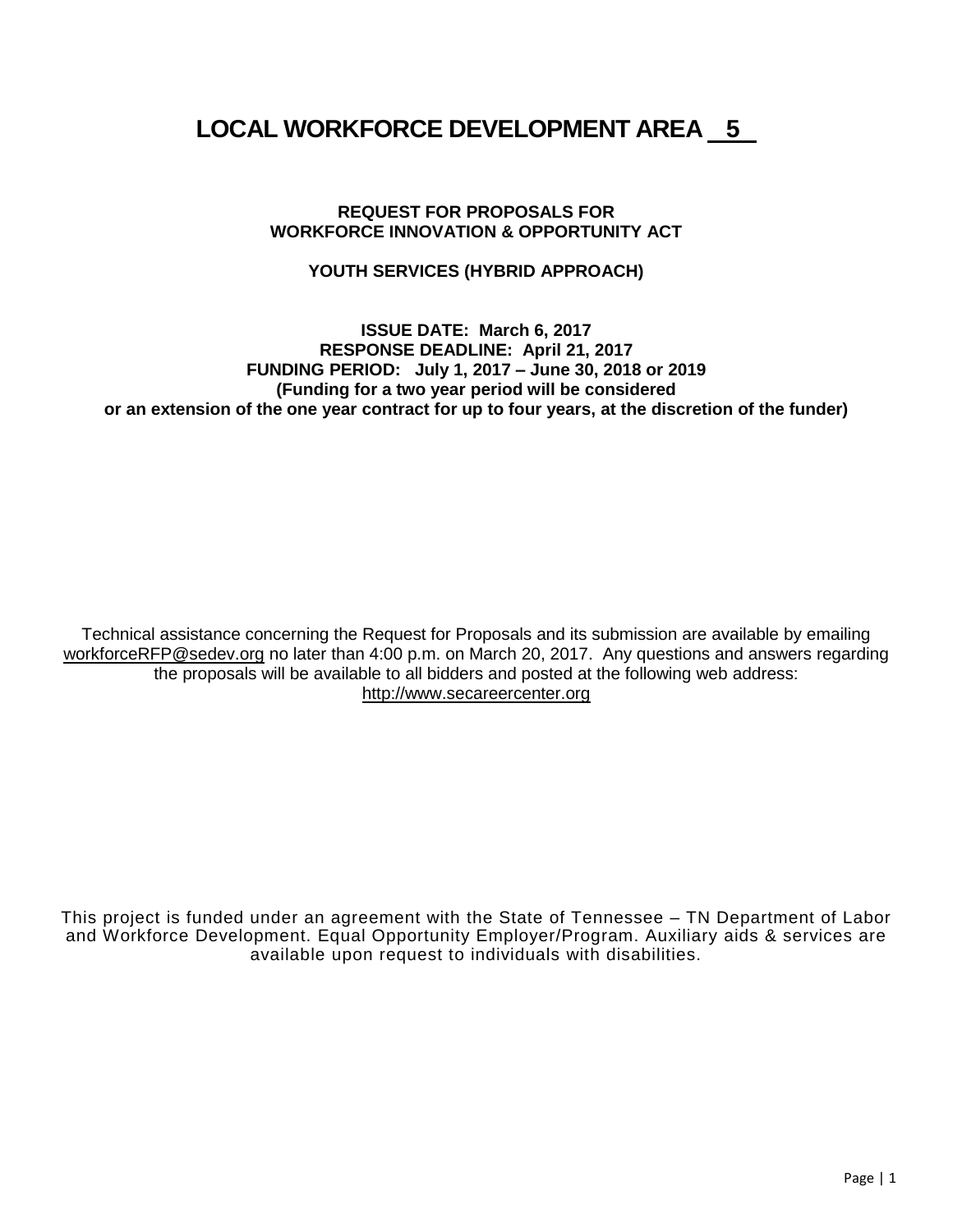# LOCAL WORKFORCE DEVELOPMENT AREA 5

**REQUEST FOR PROPOSALS FOR**
**WORKFORCE INNOVATION & OPPORTUNITY ACT**

**YOUTH SERVICES (HYBRID APPROACH)**

**ISSUE DATE: March 6, 2017**
**RESPONSE DEADLINE: April 21, 2017**
**FUNDING PERIOD: July 1, 2017 – June 30, 2018 or 2019**
**(Funding for a two year period will be considered**
**or an extension of the one year contract for up to four years, at the discretion of the funder)**

Technical assistance concerning the Request for Proposals and its submission are available by emailing workforceRFP@sedev.org no later than 4:00 p.m. on March 20, 2017. Any questions and answers regarding the proposals will be available to all bidders and posted at the following web address: http://www.secareercenter.org

This project is funded under an agreement with the State of Tennessee – TN Department of Labor and Workforce Development. Equal Opportunity Employer/Program. Auxiliary aids & services are available upon request to individuals with disabilities.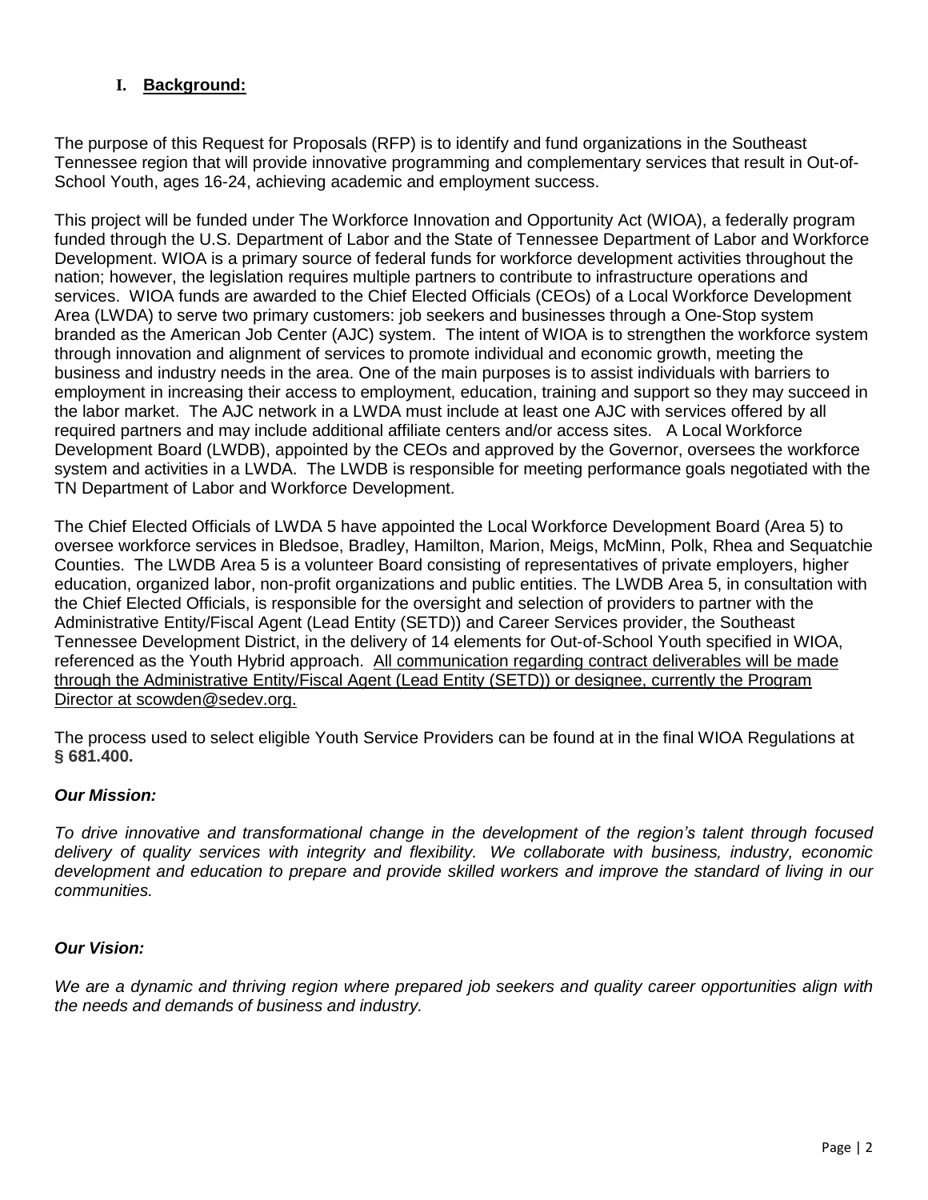## I. Background:

The purpose of this Request for Proposals (RFP) is to identify and fund organizations in the Southeast Tennessee region that will provide innovative programming and complementary services that result in Out-of-School Youth, ages 16-24, achieving academic and employment success.

This project will be funded under The Workforce Innovation and Opportunity Act (WIOA), a federally program funded through the U.S. Department of Labor and the State of Tennessee Department of Labor and Workforce Development. WIOA is a primary source of federal funds for workforce development activities throughout the nation; however, the legislation requires multiple partners to contribute to infrastructure operations and services. WIOA funds are awarded to the Chief Elected Officials (CEOs) of a Local Workforce Development Area (LWDA) to serve two primary customers: job seekers and businesses through a One-Stop system branded as the American Job Center (AJC) system. The intent of WIOA is to strengthen the workforce system through innovation and alignment of services to promote individual and economic growth, meeting the business and industry needs in the area. One of the main purposes is to assist individuals with barriers to employment in increasing their access to employment, education, training and support so they may succeed in the labor market. The AJC network in a LWDA must include at least one AJC with services offered by all required partners and may include additional affiliate centers and/or access sites. A Local Workforce Development Board (LWDB), appointed by the CEOs and approved by the Governor, oversees the workforce system and activities in a LWDA. The LWDB is responsible for meeting performance goals negotiated with the TN Department of Labor and Workforce Development.

The Chief Elected Officials of LWDA 5 have appointed the Local Workforce Development Board (Area 5) to oversee workforce services in Bledsoe, Bradley, Hamilton, Marion, Meigs, McMinn, Polk, Rhea and Sequatchie Counties. The LWDB Area 5 is a volunteer Board consisting of representatives of private employers, higher education, organized labor, non-profit organizations and public entities. The LWDB Area 5, in consultation with the Chief Elected Officials, is responsible for the oversight and selection of providers to partner with the Administrative Entity/Fiscal Agent (Lead Entity (SETD)) and Career Services provider, the Southeast Tennessee Development District, in the delivery of 14 elements for Out-of-School Youth specified in WIOA, referenced as the Youth Hybrid approach. All communication regarding contract deliverables will be made through the Administrative Entity/Fiscal Agent (Lead Entity (SETD)) or designee, currently the Program Director at scowden@sedev.org.

The process used to select eligible Youth Service Providers can be found at in the final WIOA Regulations at **§ 681.400.**

***Our Mission:***

*To drive innovative and transformational change in the development of the region's talent through focused delivery of quality services with integrity and flexibility. We collaborate with business, industry, economic development and education to prepare and provide skilled workers and improve the standard of living in our communities.*

***Our Vision:***

*We are a dynamic and thriving region where prepared job seekers and quality career opportunities align with the needs and demands of business and industry.*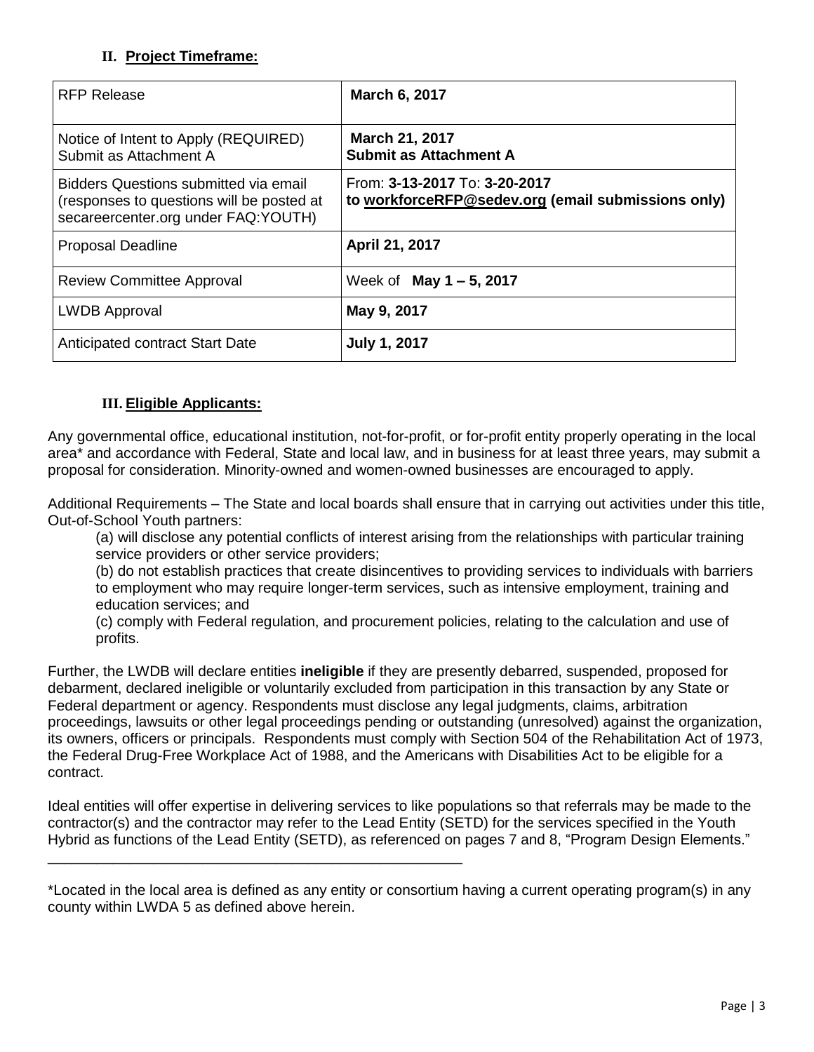## II. Project Timeframe:

| RFP Release | **March 6, 2017** |
|---|---|
| Notice of Intent to Apply (REQUIRED) Submit as Attachment A | **March 21, 2017** **Submit as Attachment A** |
| Bidders Questions submitted via email (responses to questions will be posted at secareercenter.org under FAQ:YOUTH) | From: **3-13-2017** To: **3-20-2017** **to workforceRFP@sedev.org (email submissions only)** |
| Proposal Deadline | **April 21, 2017** |
| Review Committee Approval | Week of **May 1 – 5, 2017** |
| LWDB Approval | **May 9, 2017** |
| Anticipated contract Start Date | **July 1, 2017** |

## III. Eligible Applicants:

Any governmental office, educational institution, not-for-profit, or for-profit entity properly operating in the local area* and accordance with Federal, State and local law, and in business for at least three years, may submit a proposal for consideration. Minority-owned and women-owned businesses are encouraged to apply.

Additional Requirements – The State and local boards shall ensure that in carrying out activities under this title, Out-of-School Youth partners:

(a) will disclose any potential conflicts of interest arising from the relationships with particular training service providers or other service providers;

(b) do not establish practices that create disincentives to providing services to individuals with barriers to employment who may require longer-term services, such as intensive employment, training and education services; and

(c) comply with Federal regulation, and procurement policies, relating to the calculation and use of profits.

Further, the LWDB will declare entities **ineligible** if they are presently debarred, suspended, proposed for debarment, declared ineligible or voluntarily excluded from participation in this transaction by any State or Federal department or agency. Respondents must disclose any legal judgments, claims, arbitration proceedings, lawsuits or other legal proceedings pending or outstanding (unresolved) against the organization, its owners, officers or principals. Respondents must comply with Section 504 of the Rehabilitation Act of 1973, the Federal Drug-Free Workplace Act of 1988, and the Americans with Disabilities Act to be eligible for a contract.

Ideal entities will offer expertise in delivering services to like populations so that referrals may be made to the contractor(s) and the contractor may refer to the Lead Entity (SETD) for the services specified in the Youth Hybrid as functions of the Lead Entity (SETD), as referenced on pages 7 and 8, "Program Design Elements."

---

*Located in the local area is defined as any entity or consortium having a current operating program(s) in any county within LWDA 5 as defined above herein.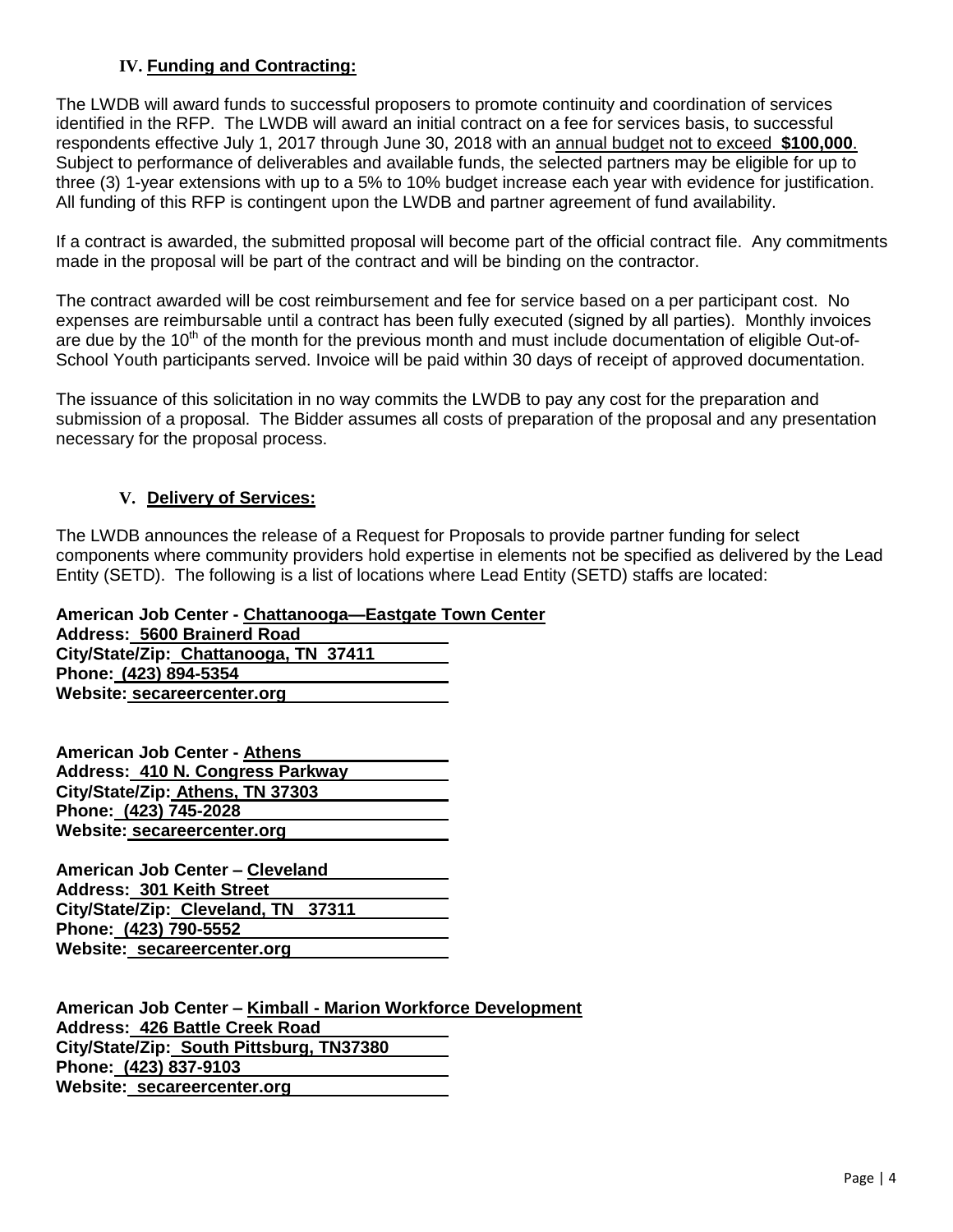## IV. Funding and Contracting:

The LWDB will award funds to successful proposers to promote continuity and coordination of services identified in the RFP. The LWDB will award an initial contract on a fee for services basis, to successful respondents effective July 1, 2017 through June 30, 2018 with an annual budget not to exceed **$100,000**. Subject to performance of deliverables and available funds, the selected partners may be eligible for up to three (3) 1-year extensions with up to a 5% to 10% budget increase each year with evidence for justification. All funding of this RFP is contingent upon the LWDB and partner agreement of fund availability.

If a contract is awarded, the submitted proposal will become part of the official contract file. Any commitments made in the proposal will be part of the contract and will be binding on the contractor.

The contract awarded will be cost reimbursement and fee for service based on a per participant cost. No expenses are reimbursable until a contract has been fully executed (signed by all parties). Monthly invoices are due by the 10th of the month for the previous month and must include documentation of eligible Out-of-School Youth participants served. Invoice will be paid within 30 days of receipt of approved documentation.

The issuance of this solicitation in no way commits the LWDB to pay any cost for the preparation and submission of a proposal. The Bidder assumes all costs of preparation of the proposal and any presentation necessary for the proposal process.

## V. Delivery of Services:

The LWDB announces the release of a Request for Proposals to provide partner funding for select components where community providers hold expertise in elements not be specified as delivered by the Lead Entity (SETD). The following is a list of locations where Lead Entity (SETD) staffs are located:

**American Job Center - Chattanooga—Eastgate Town Center**
**Address: 5600 Brainerd Road**
**City/State/Zip: Chattanooga, TN 37411**
**Phone: (423) 894-5354**
**Website: secareercenter.org**

**American Job Center - Athens**
**Address: 410 N. Congress Parkway**
**City/State/Zip: Athens, TN 37303**
**Phone: (423) 745-2028**
**Website: secareercenter.org**

**American Job Center – Cleveland**
**Address: 301 Keith Street**
**City/State/Zip: Cleveland, TN 37311**
**Phone: (423) 790-5552**
**Website: secareercenter.org**

**American Job Center – Kimball - Marion Workforce Development**
**Address: 426 Battle Creek Road**
**City/State/Zip: South Pittsburg, TN37380**
**Phone: (423) 837-9103**
**Website: secareercenter.org**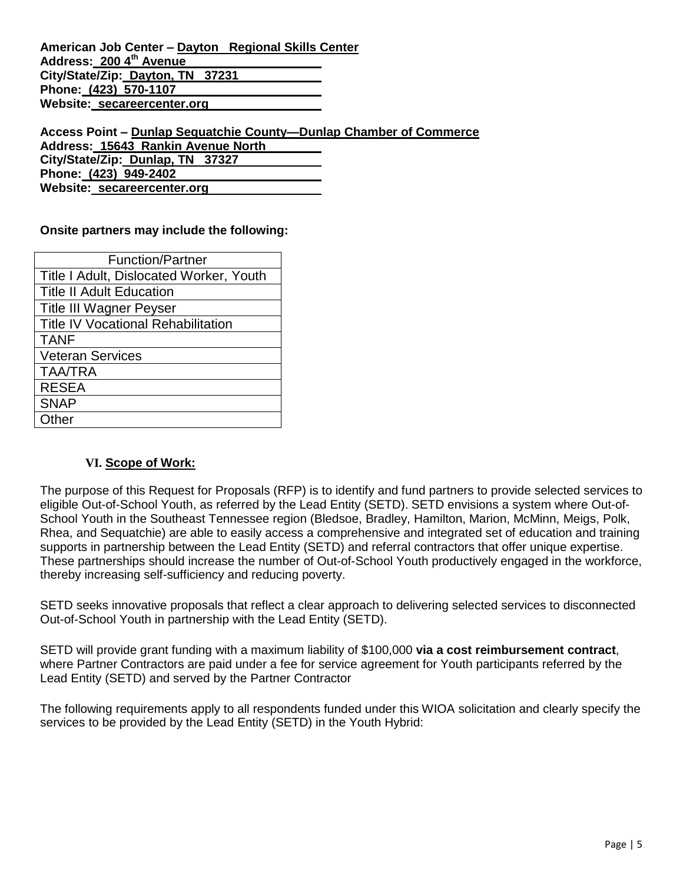**American Job Center – Dayton Regional Skills Center**
**Address: 200 4th Avenue**
**City/State/Zip: Dayton, TN 37231**
**Phone: (423) 570-1107**
**Website: secareercenter.org**

**Access Point – Dunlap Sequatchie County—Dunlap Chamber of Commerce**
**Address: 15643 Rankin Avenue North**
**City/State/Zip: Dunlap, TN 37327**
**Phone: (423) 949-2402**
**Website: secareercenter.org**

**Onsite partners may include the following:**

| Function/Partner |
|---|
| Title I Adult, Dislocated Worker, Youth |
| Title II Adult Education |
| Title III Wagner Peyser |
| Title IV Vocational Rehabilitation |
| TANF |
| Veteran Services |
| TAA/TRA |
| RESEA |
| SNAP |
| Other |

## VI. Scope of Work:

The purpose of this Request for Proposals (RFP) is to identify and fund partners to provide selected services to eligible Out-of-School Youth, as referred by the Lead Entity (SETD). SETD envisions a system where Out-of-School Youth in the Southeast Tennessee region (Bledsoe, Bradley, Hamilton, Marion, McMinn, Meigs, Polk, Rhea, and Sequatchie) are able to easily access a comprehensive and integrated set of education and training supports in partnership between the Lead Entity (SETD) and referral contractors that offer unique expertise. These partnerships should increase the number of Out-of-School Youth productively engaged in the workforce, thereby increasing self-sufficiency and reducing poverty.

SETD seeks innovative proposals that reflect a clear approach to delivering selected services to disconnected Out-of-School Youth in partnership with the Lead Entity (SETD).

SETD will provide grant funding with a maximum liability of $100,000 **via a cost reimbursement contract**, where Partner Contractors are paid under a fee for service agreement for Youth participants referred by the Lead Entity (SETD) and served by the Partner Contractor

The following requirements apply to all respondents funded under this WIOA solicitation and clearly specify the services to be provided by the Lead Entity (SETD) in the Youth Hybrid: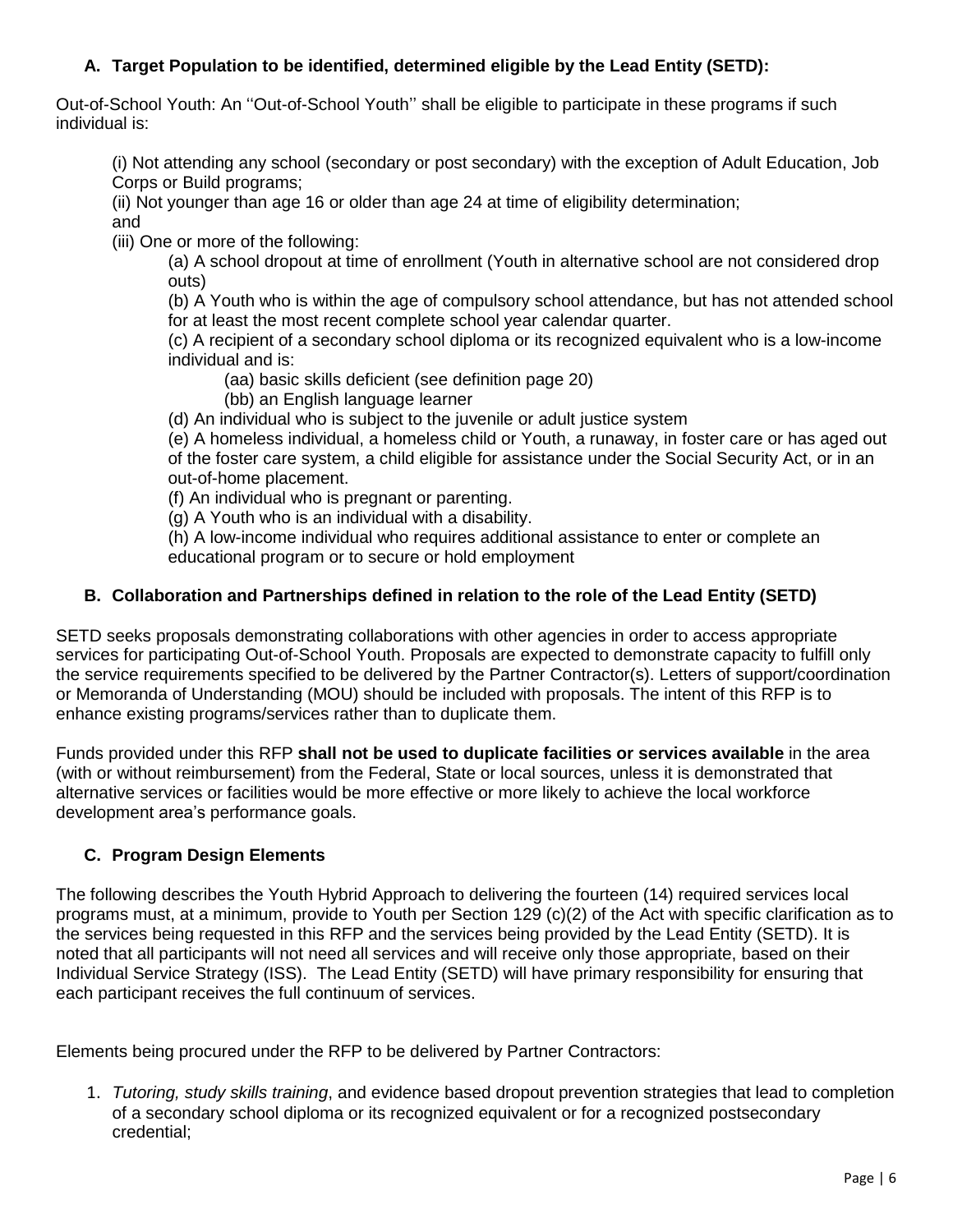### A. Target Population to be identified, determined eligible by the Lead Entity (SETD):

Out-of-School Youth: An ''Out-of-School Youth'' shall be eligible to participate in these programs if such individual is:

(i) Not attending any school (secondary or post secondary) with the exception of Adult Education, Job Corps or Build programs;
(ii) Not younger than age 16 or older than age 24 at time of eligibility determination;
and
(iii) One or more of the following:

- (a) A school dropout at time of enrollment (Youth in alternative school are not considered drop outs)
- (b) A Youth who is within the age of compulsory school attendance, but has not attended school for at least the most recent complete school year calendar quarter.
- (c) A recipient of a secondary school diploma or its recognized equivalent who is a low-income individual and is:
  - (aa) basic skills deficient (see definition page 20)
  - (bb) an English language learner
- (d) An individual who is subject to the juvenile or adult justice system
- (e) A homeless individual, a homeless child or Youth, a runaway, in foster care or has aged out of the foster care system, a child eligible for assistance under the Social Security Act, or in an out-of-home placement.
- (f) An individual who is pregnant or parenting.
- (g) A Youth who is an individual with a disability.
- (h) A low-income individual who requires additional assistance to enter or complete an educational program or to secure or hold employment

### B. Collaboration and Partnerships defined in relation to the role of the Lead Entity (SETD)

SETD seeks proposals demonstrating collaborations with other agencies in order to access appropriate services for participating Out-of-School Youth. Proposals are expected to demonstrate capacity to fulfill only the service requirements specified to be delivered by the Partner Contractor(s). Letters of support/coordination or Memoranda of Understanding (MOU) should be included with proposals. The intent of this RFP is to enhance existing programs/services rather than to duplicate them.

Funds provided under this RFP **shall not be used to duplicate facilities or services available** in the area (with or without reimbursement) from the Federal, State or local sources, unless it is demonstrated that alternative services or facilities would be more effective or more likely to achieve the local workforce development area's performance goals.

### C. Program Design Elements

The following describes the Youth Hybrid Approach to delivering the fourteen (14) required services local programs must, at a minimum, provide to Youth per Section 129 (c)(2) of the Act with specific clarification as to the services being requested in this RFP and the services being provided by the Lead Entity (SETD). It is noted that all participants will not need all services and will receive only those appropriate, based on their Individual Service Strategy (ISS). The Lead Entity (SETD) will have primary responsibility for ensuring that each participant receives the full continuum of services.

Elements being procured under the RFP to be delivered by Partner Contractors:

1. *Tutoring, study skills training*, and evidence based dropout prevention strategies that lead to completion of a secondary school diploma or its recognized equivalent or for a recognized postsecondary credential;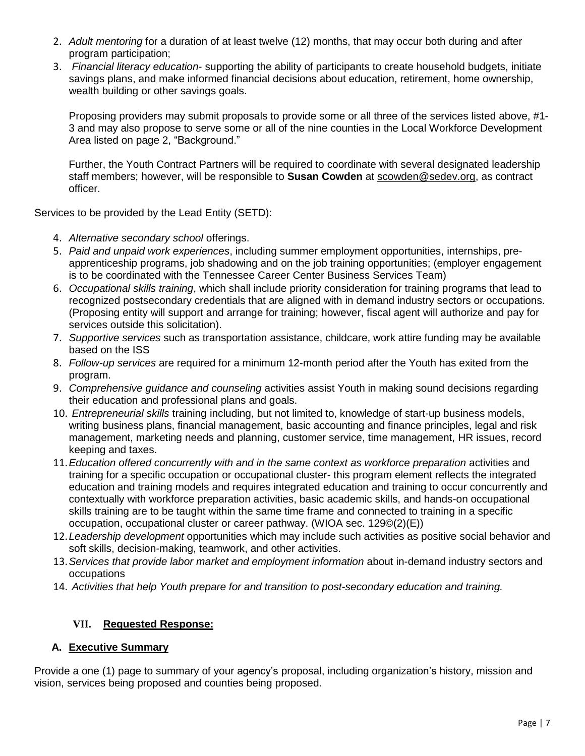2. *Adult mentoring* for a duration of at least twelve (12) months, that may occur both during and after program participation;
3. *Financial literacy education*- supporting the ability of participants to create household budgets, initiate savings plans, and make informed financial decisions about education, retirement, home ownership, wealth building or other savings goals.

   Proposing providers may submit proposals to provide some or all three of the services listed above, #1-3 and may also propose to serve some or all of the nine counties in the Local Workforce Development Area listed on page 2, "Background."

   Further, the Youth Contract Partners will be required to coordinate with several designated leadership staff members; however, will be responsible to **Susan Cowden** at scowden@sedev.org, as contract officer.

Services to be provided by the Lead Entity (SETD):

4. *Alternative secondary school* offerings.
5. *Paid and unpaid work experiences*, including summer employment opportunities, internships, pre-apprenticeship programs, job shadowing and on the job training opportunities; (employer engagement is to be coordinated with the Tennessee Career Center Business Services Team)
6. *Occupational skills training*, which shall include priority consideration for training programs that lead to recognized postsecondary credentials that are aligned with in demand industry sectors or occupations. (Proposing entity will support and arrange for training; however, fiscal agent will authorize and pay for services outside this solicitation).
7. *Supportive services* such as transportation assistance, childcare, work attire funding may be available based on the ISS
8. *Follow-up services* are required for a minimum 12-month period after the Youth has exited from the program.
9. *Comprehensive guidance and counseling* activities assist Youth in making sound decisions regarding their education and professional plans and goals.
10. *Entrepreneurial skills* training including, but not limited to, knowledge of start-up business models, writing business plans, financial management, basic accounting and finance principles, legal and risk management, marketing needs and planning, customer service, time management, HR issues, record keeping and taxes.
11. *Education offered concurrently with and in the same context as workforce preparation* activities and training for a specific occupation or occupational cluster- this program element reflects the integrated education and training models and requires integrated education and training to occur concurrently and contextually with workforce preparation activities, basic academic skills, and hands-on occupational skills training are to be taught within the same time frame and connected to training in a specific occupation, occupational cluster or career pathway. (WIOA sec. 129©(2)(E))
12. *Leadership development* opportunities which may include such activities as positive social behavior and soft skills, decision-making, teamwork, and other activities.
13. *Services that provide labor market and employment information* about in-demand industry sectors and occupations
14. *Activities that help Youth prepare for and transition to post-secondary education and training.*

## VII. Requested Response:

### A. Executive Summary

Provide a one (1) page to summary of your agency's proposal, including organization's history, mission and vision, services being proposed and counties being proposed.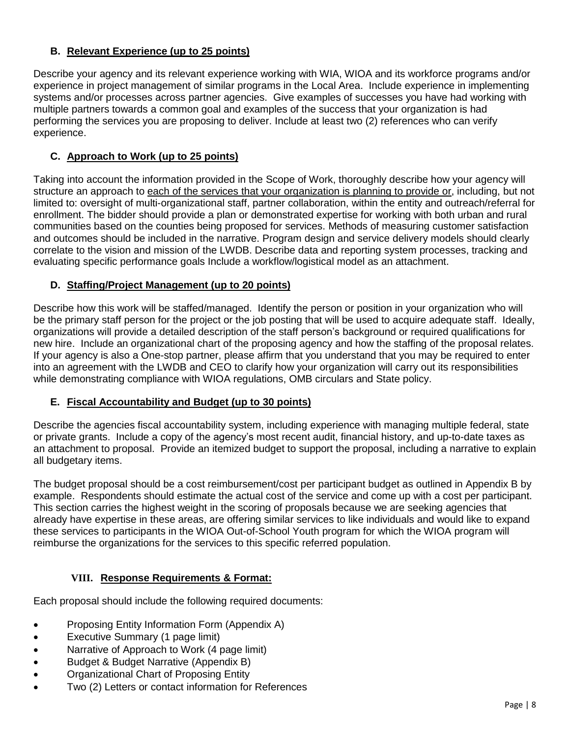### B. **Relevant Experience (up to 25 points)**

Describe your agency and its relevant experience working with WIA, WIOA and its workforce programs and/or experience in project management of similar programs in the Local Area. Include experience in implementing systems and/or processes across partner agencies. Give examples of successes you have had working with multiple partners towards a common goal and examples of the success that your organization is had performing the services you are proposing to deliver. Include at least two (2) references who can verify experience.

### C. **Approach to Work (up to 25 points)**

Taking into account the information provided in the Scope of Work, thoroughly describe how your agency will structure an approach to each of the services that your organization is planning to provide or, including, but not limited to: oversight of multi-organizational staff, partner collaboration, within the entity and outreach/referral for enrollment. The bidder should provide a plan or demonstrated expertise for working with both urban and rural communities based on the counties being proposed for services. Methods of measuring customer satisfaction and outcomes should be included in the narrative. Program design and service delivery models should clearly correlate to the vision and mission of the LWDB. Describe data and reporting system processes, tracking and evaluating specific performance goals Include a workflow/logistical model as an attachment.

### D. **Staffing/Project Management (up to 20 points)**

Describe how this work will be staffed/managed. Identify the person or position in your organization who will be the primary staff person for the project or the job posting that will be used to acquire adequate staff. Ideally, organizations will provide a detailed description of the staff person's background or required qualifications for new hire. Include an organizational chart of the proposing agency and how the staffing of the proposal relates. If your agency is also a One-stop partner, please affirm that you understand that you may be required to enter into an agreement with the LWDB and CEO to clarify how your organization will carry out its responsibilities while demonstrating compliance with WIOA regulations, OMB circulars and State policy.

### E. **Fiscal Accountability and Budget (up to 30 points)**

Describe the agencies fiscal accountability system, including experience with managing multiple federal, state or private grants. Include a copy of the agency's most recent audit, financial history, and up-to-date taxes as an attachment to proposal. Provide an itemized budget to support the proposal, including a narrative to explain all budgetary items.

The budget proposal should be a cost reimbursement/cost per participant budget as outlined in Appendix B by example. Respondents should estimate the actual cost of the service and come up with a cost per participant. This section carries the highest weight in the scoring of proposals because we are seeking agencies that already have expertise in these areas, are offering similar services to like individuals and would like to expand these services to participants in the WIOA Out-of-School Youth program for which the WIOA program will reimburse the organizations for the services to this specific referred population.

## VIII. **Response Requirements & Format:**

Each proposal should include the following required documents:

- Proposing Entity Information Form (Appendix A)
- Executive Summary (1 page limit)
- Narrative of Approach to Work (4 page limit)
- Budget & Budget Narrative (Appendix B)
- Organizational Chart of Proposing Entity
- Two (2) Letters or contact information for References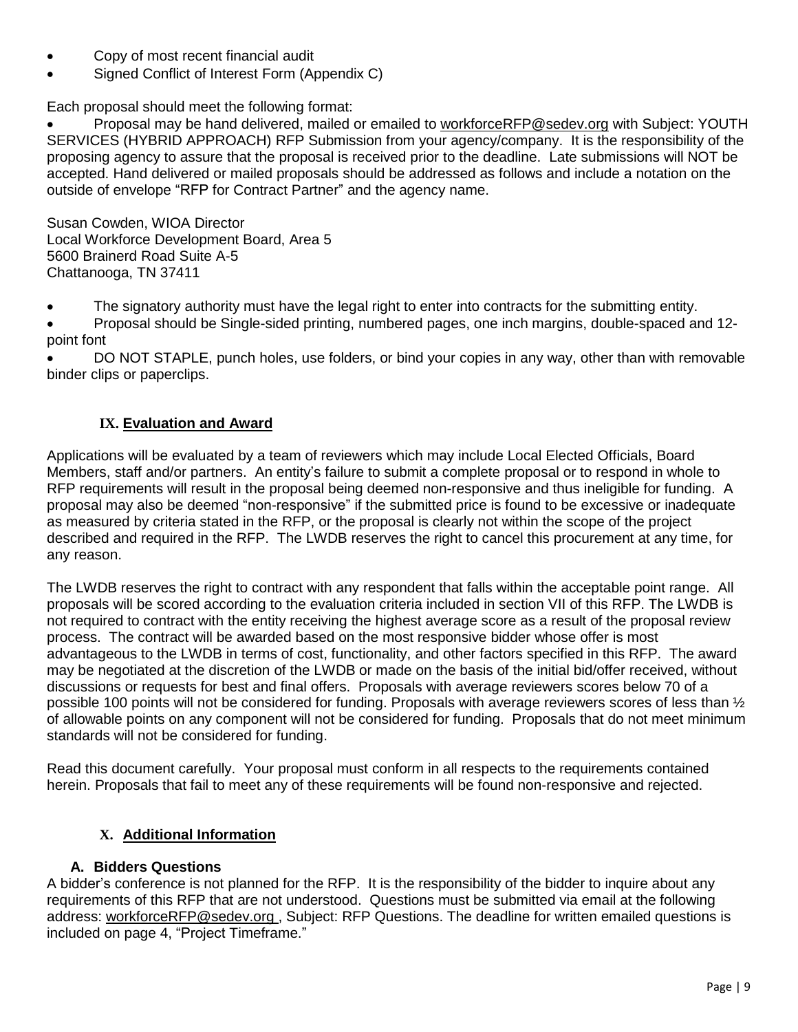- Copy of most recent financial audit
- Signed Conflict of Interest Form (Appendix C)

Each proposal should meet the following format:

- Proposal may be hand delivered, mailed or emailed to workforceRFP@sedev.org with Subject: YOUTH SERVICES (HYBRID APPROACH) RFP Submission from your agency/company. It is the responsibility of the proposing agency to assure that the proposal is received prior to the deadline. Late submissions will NOT be accepted. Hand delivered or mailed proposals should be addressed as follows and include a notation on the outside of envelope "RFP for Contract Partner" and the agency name.

Susan Cowden, WIOA Director
Local Workforce Development Board, Area 5
5600 Brainerd Road Suite A-5
Chattanooga, TN 37411

- The signatory authority must have the legal right to enter into contracts for the submitting entity.
- Proposal should be Single-sided printing, numbered pages, one inch margins, double-spaced and 12-point font
- DO NOT STAPLE, punch holes, use folders, or bind your copies in any way, other than with removable binder clips or paperclips.

## IX. Evaluation and Award

Applications will be evaluated by a team of reviewers which may include Local Elected Officials, Board Members, staff and/or partners. An entity's failure to submit a complete proposal or to respond in whole to RFP requirements will result in the proposal being deemed non-responsive and thus ineligible for funding. A proposal may also be deemed "non-responsive" if the submitted price is found to be excessive or inadequate as measured by criteria stated in the RFP, or the proposal is clearly not within the scope of the project described and required in the RFP. The LWDB reserves the right to cancel this procurement at any time, for any reason.

The LWDB reserves the right to contract with any respondent that falls within the acceptable point range. All proposals will be scored according to the evaluation criteria included in section VII of this RFP. The LWDB is not required to contract with the entity receiving the highest average score as a result of the proposal review process. The contract will be awarded based on the most responsive bidder whose offer is most advantageous to the LWDB in terms of cost, functionality, and other factors specified in this RFP. The award may be negotiated at the discretion of the LWDB or made on the basis of the initial bid/offer received, without discussions or requests for best and final offers. Proposals with average reviewers scores below 70 of a possible 100 points will not be considered for funding. Proposals with average reviewers scores of less than ½ of allowable points on any component will not be considered for funding. Proposals that do not meet minimum standards will not be considered for funding.

Read this document carefully. Your proposal must conform in all respects to the requirements contained herein. Proposals that fail to meet any of these requirements will be found non-responsive and rejected.

## X. Additional Information

### A. Bidders Questions

A bidder's conference is not planned for the RFP. It is the responsibility of the bidder to inquire about any requirements of this RFP that are not understood. Questions must be submitted via email at the following address: workforceRFP@sedev.org , Subject: RFP Questions. The deadline for written emailed questions is included on page 4, "Project Timeframe."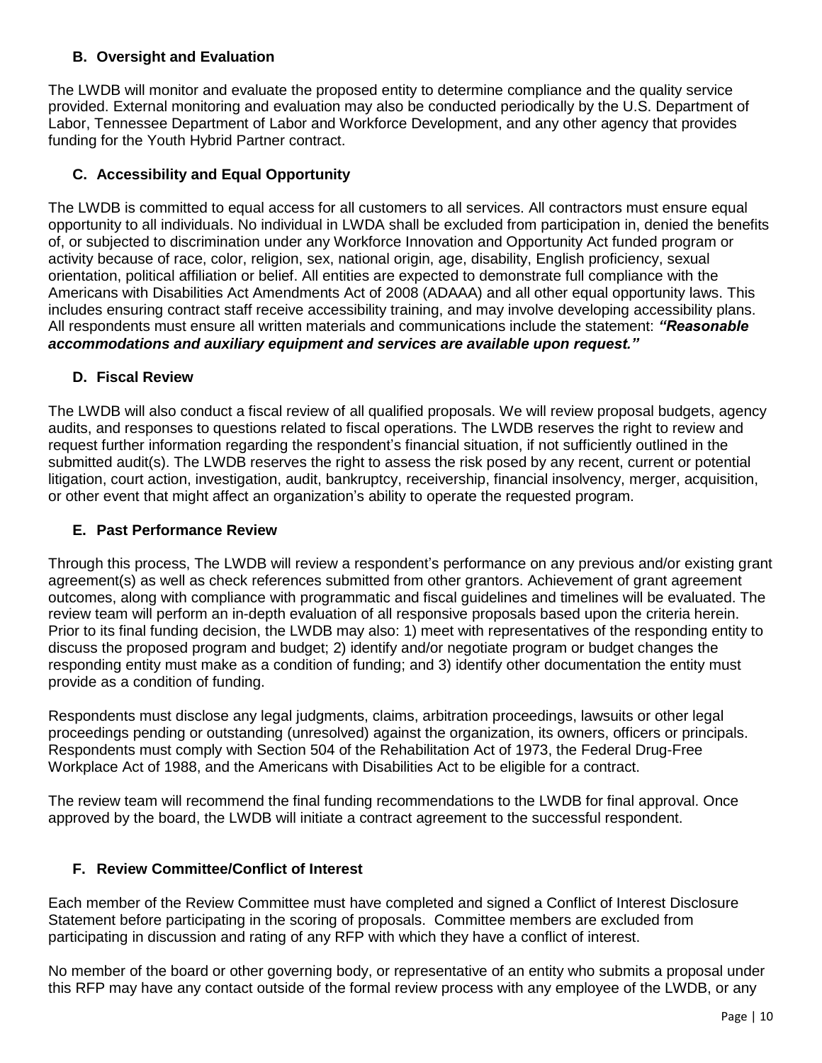### B. Oversight and Evaluation

The LWDB will monitor and evaluate the proposed entity to determine compliance and the quality service provided. External monitoring and evaluation may also be conducted periodically by the U.S. Department of Labor, Tennessee Department of Labor and Workforce Development, and any other agency that provides funding for the Youth Hybrid Partner contract.

### C. Accessibility and Equal Opportunity

The LWDB is committed to equal access for all customers to all services. All contractors must ensure equal opportunity to all individuals. No individual in LWDA shall be excluded from participation in, denied the benefits of, or subjected to discrimination under any Workforce Innovation and Opportunity Act funded program or activity because of race, color, religion, sex, national origin, age, disability, English proficiency, sexual orientation, political affiliation or belief. All entities are expected to demonstrate full compliance with the Americans with Disabilities Act Amendments Act of 2008 (ADAAA) and all other equal opportunity laws. This includes ensuring contract staff receive accessibility training, and may involve developing accessibility plans. All respondents must ensure all written materials and communications include the statement: ***"Reasonable accommodations and auxiliary equipment and services are available upon request."***

### D. Fiscal Review

The LWDB will also conduct a fiscal review of all qualified proposals. We will review proposal budgets, agency audits, and responses to questions related to fiscal operations. The LWDB reserves the right to review and request further information regarding the respondent's financial situation, if not sufficiently outlined in the submitted audit(s). The LWDB reserves the right to assess the risk posed by any recent, current or potential litigation, court action, investigation, audit, bankruptcy, receivership, financial insolvency, merger, acquisition, or other event that might affect an organization's ability to operate the requested program.

### E. Past Performance Review

Through this process, The LWDB will review a respondent's performance on any previous and/or existing grant agreement(s) as well as check references submitted from other grantors. Achievement of grant agreement outcomes, along with compliance with programmatic and fiscal guidelines and timelines will be evaluated. The review team will perform an in-depth evaluation of all responsive proposals based upon the criteria herein. Prior to its final funding decision, the LWDB may also: 1) meet with representatives of the responding entity to discuss the proposed program and budget; 2) identify and/or negotiate program or budget changes the responding entity must make as a condition of funding; and 3) identify other documentation the entity must provide as a condition of funding.

Respondents must disclose any legal judgments, claims, arbitration proceedings, lawsuits or other legal proceedings pending or outstanding (unresolved) against the organization, its owners, officers or principals. Respondents must comply with Section 504 of the Rehabilitation Act of 1973, the Federal Drug-Free Workplace Act of 1988, and the Americans with Disabilities Act to be eligible for a contract.

The review team will recommend the final funding recommendations to the LWDB for final approval. Once approved by the board, the LWDB will initiate a contract agreement to the successful respondent.

### F. Review Committee/Conflict of Interest

Each member of the Review Committee must have completed and signed a Conflict of Interest Disclosure Statement before participating in the scoring of proposals. Committee members are excluded from participating in discussion and rating of any RFP with which they have a conflict of interest.

No member of the board or other governing body, or representative of an entity who submits a proposal under this RFP may have any contact outside of the formal review process with any employee of the LWDB, or any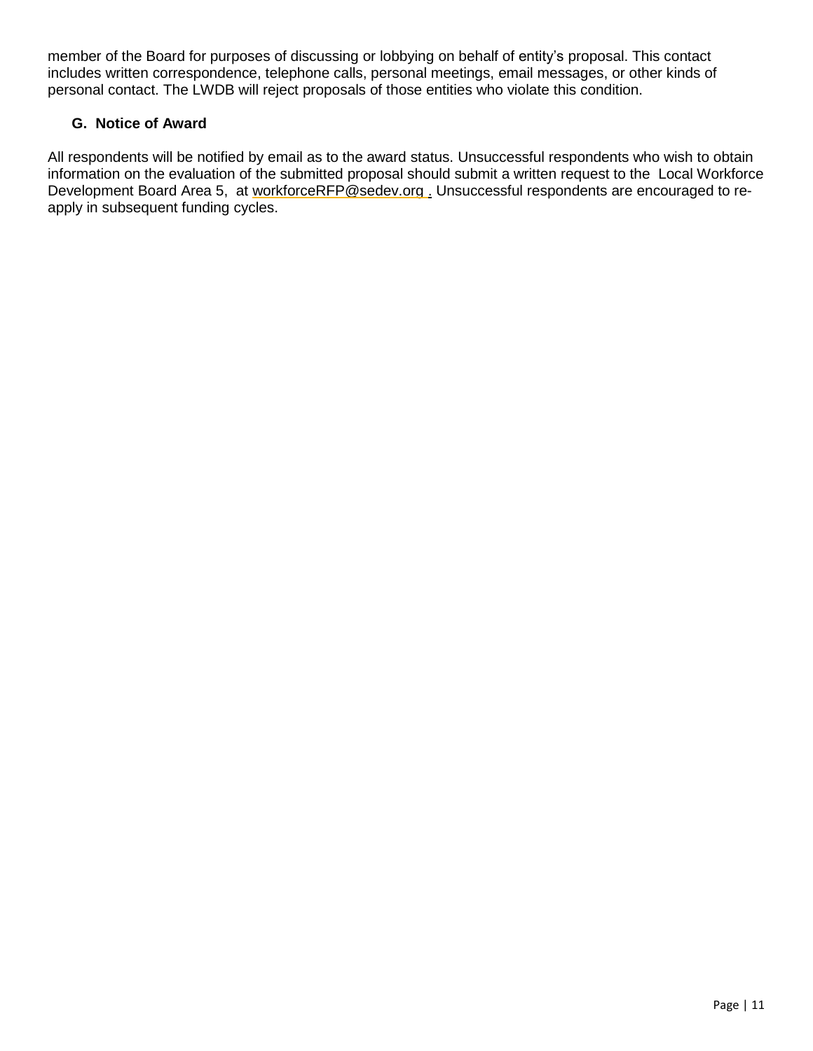member of the Board for purposes of discussing or lobbying on behalf of entity's proposal. This contact includes written correspondence, telephone calls, personal meetings, email messages, or other kinds of personal contact. The LWDB will reject proposals of those entities who violate this condition.

### G. Notice of Award

All respondents will be notified by email as to the award status. Unsuccessful respondents who wish to obtain information on the evaluation of the submitted proposal should submit a written request to the Local Workforce Development Board Area 5, at workforceRFP@sedev.org . Unsuccessful respondents are encouraged to re-apply in subsequent funding cycles.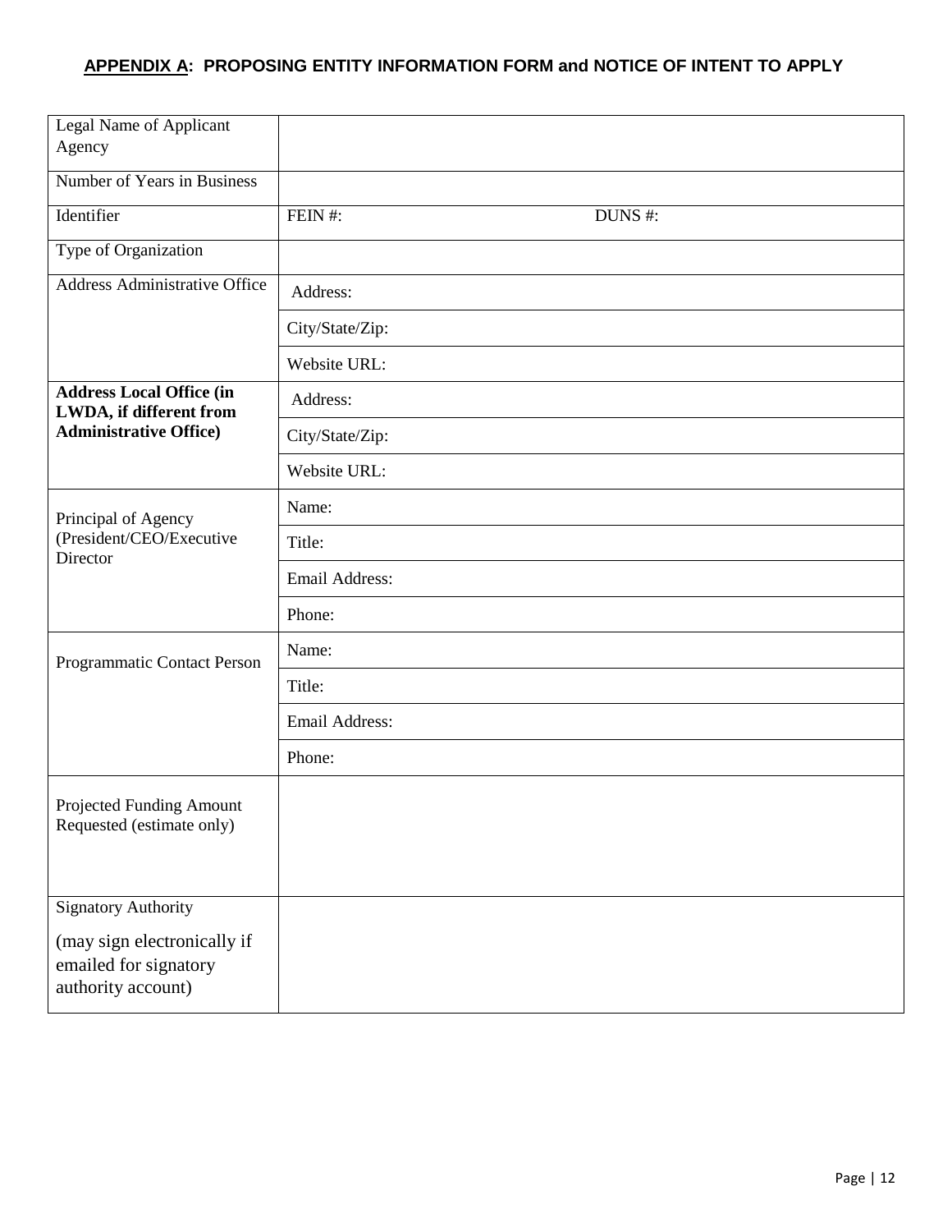## **APPENDIX A: PROPOSING ENTITY INFORMATION FORM and NOTICE OF INTENT TO APPLY**

| | |
|---|---|
| Legal Name of Applicant Agency | |
| Number of Years in Business | |
| Identifier | FEIN #: DUNS #: |
| Type of Organization | |
| Address Administrative Office | Address: |
| | City/State/Zip: |
| | Website URL: |
| **Address Local Office (in LWDA, if different from Administrative Office)** | Address: |
| | City/State/Zip: |
| | Website URL: |
| Principal of Agency (President/CEO/Executive Director | Name: |
| | Title: |
| | Email Address: |
| | Phone: |
| Programmatic Contact Person | Name: |
| | Title: |
| | Email Address: |
| | Phone: |
| Projected Funding Amount Requested (estimate only) | |
| Signatory Authority (may sign electronically if emailed for signatory authority account) | |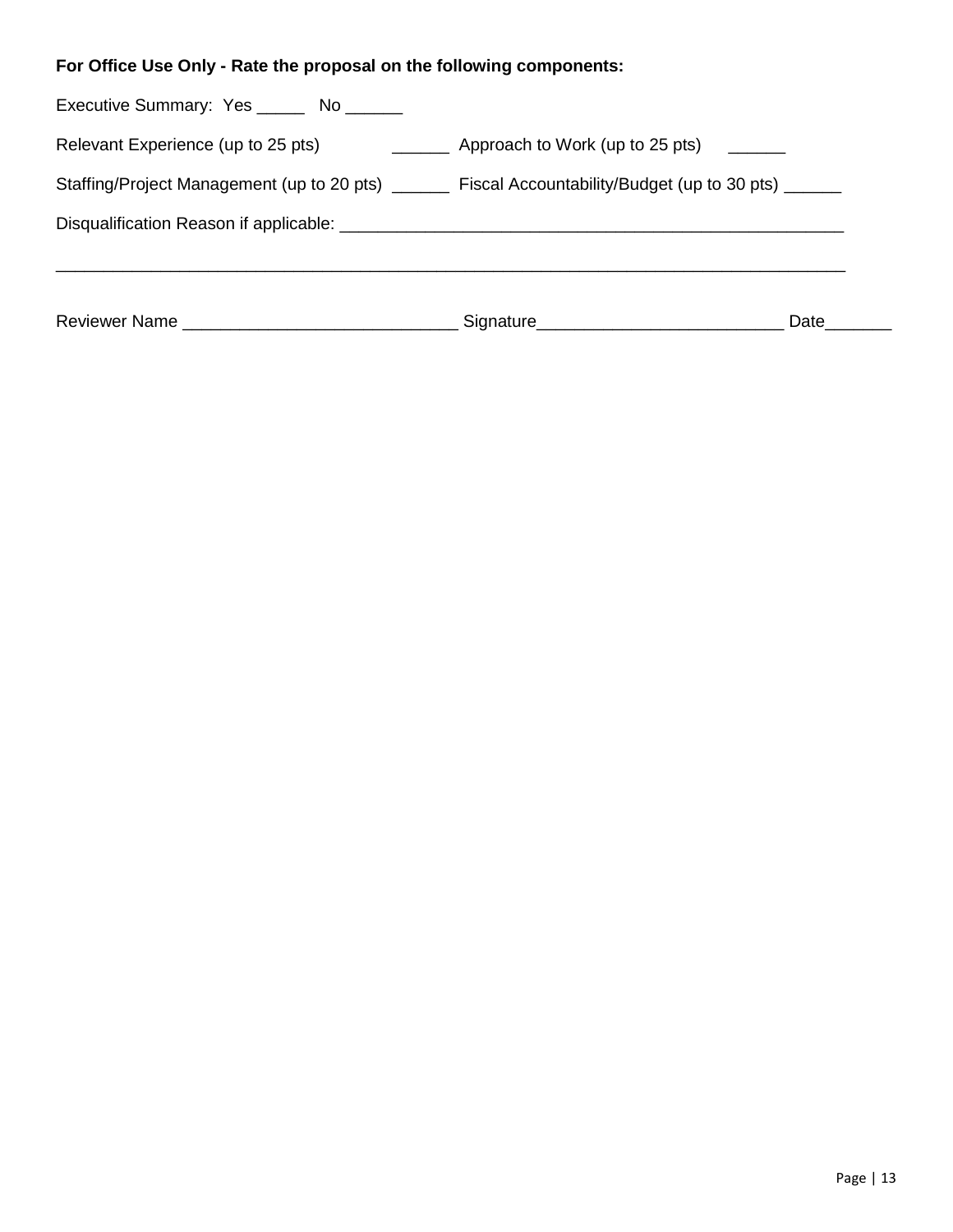**For Office Use Only - Rate the proposal on the following components:**

Executive Summary: Yes _____ No ______

Relevant Experience (up to 25 pts) ______ Approach to Work (up to 25 pts) ______

Staffing/Project Management (up to 20 pts) ______ Fiscal Accountability/Budget (up to 30 pts) ______

Disqualification Reason if applicable: ______________________________________________________

_____________________________________________________________________________________

Reviewer Name ____________________________ Signature_________________________ Date_______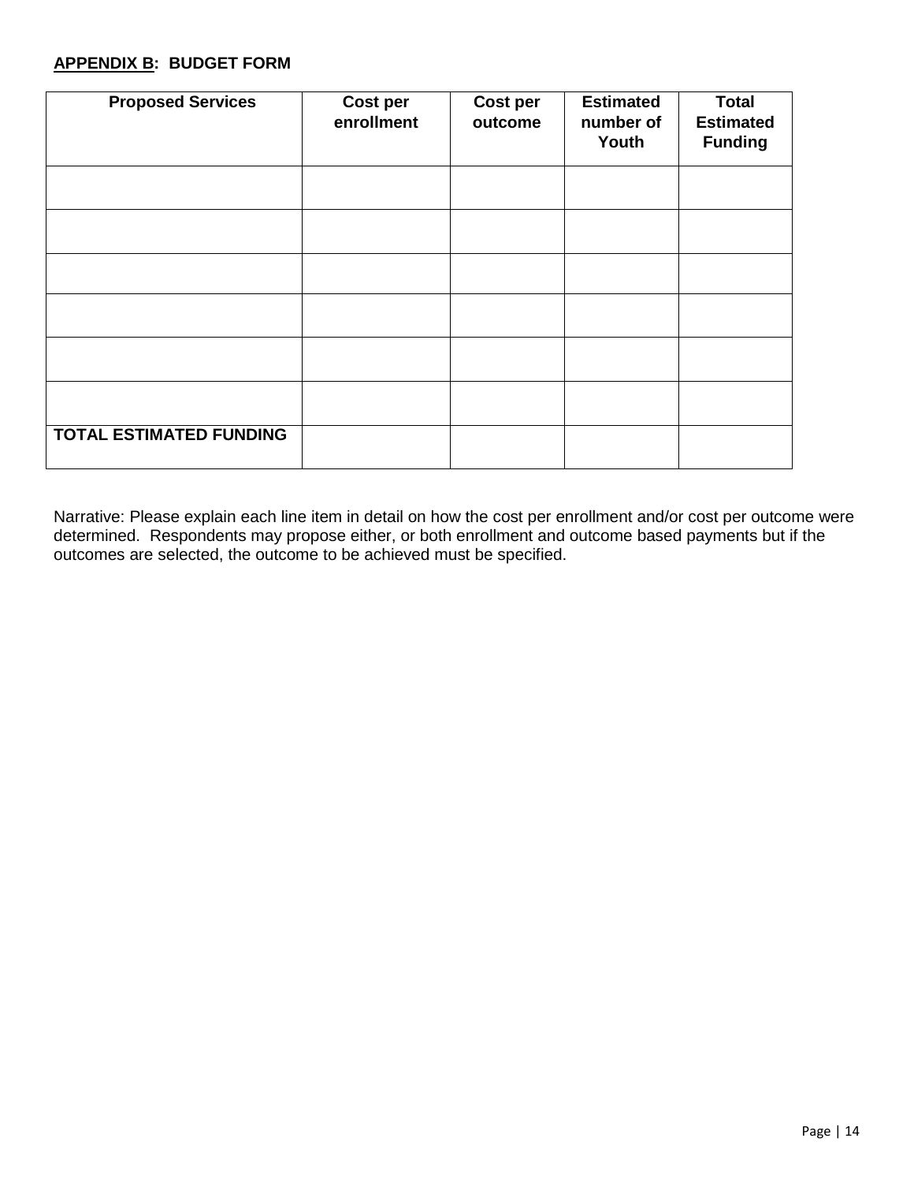**APPENDIX B: BUDGET FORM**

| Proposed Services | Cost per enrollment | Cost per outcome | Estimated number of Youth | Total Estimated Funding |
|---|---|---|---|---|
| | | | | |
| | | | | |
| | | | | |
| | | | | |
| | | | | |
| | | | | |
| **TOTAL ESTIMATED FUNDING** | | | | |

Narrative: Please explain each line item in detail on how the cost per enrollment and/or cost per outcome were determined. Respondents may propose either, or both enrollment and outcome based payments but if the outcomes are selected, the outcome to be achieved must be specified.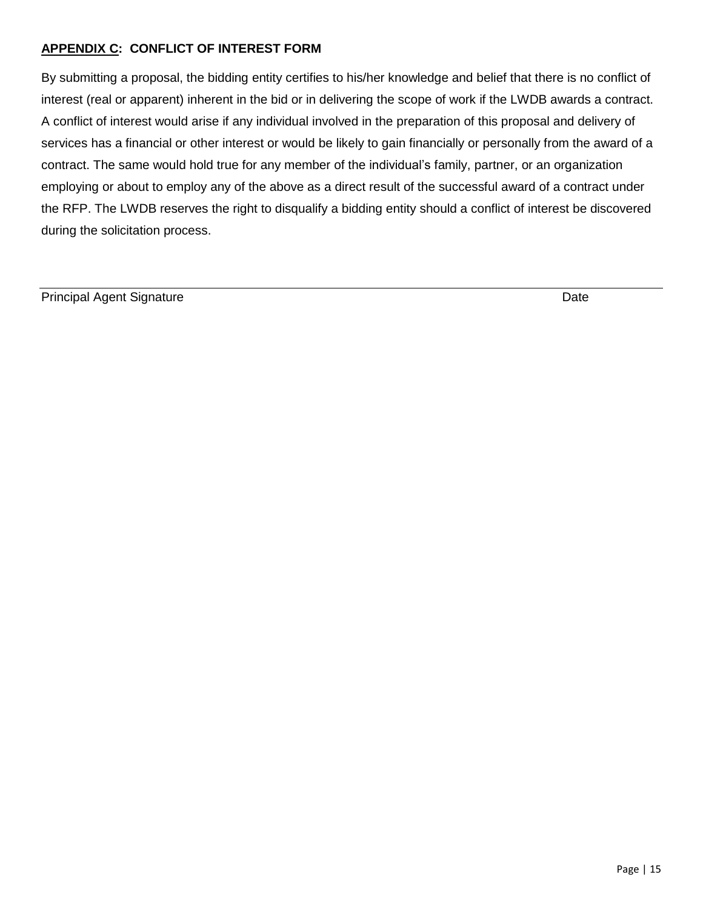**APPENDIX C: CONFLICT OF INTEREST FORM**

By submitting a proposal, the bidding entity certifies to his/her knowledge and belief that there is no conflict of interest (real or apparent) inherent in the bid or in delivering the scope of work if the LWDB awards a contract. A conflict of interest would arise if any individual involved in the preparation of this proposal and delivery of services has a financial or other interest or would be likely to gain financially or personally from the award of a contract. The same would hold true for any member of the individual's family, partner, or an organization employing or about to employ any of the above as a direct result of the successful award of a contract under the RFP. The LWDB reserves the right to disqualify a bidding entity should a conflict of interest be discovered during the solicitation process.

\_\_\_\_\_\_\_\_\_\_\_\_\_\_\_\_\_\_\_\_\_\_\_\_\_\_\_\_\_\_\_\_\_\_\_\_\_\_\_\_\_\_\_\_\_\_\_\_\_\_\_\_\_\_\_\_\_\_\_\_\_\_\_\_\_\_\_\_\_\_

Principal Agent Signature                                                                 Date